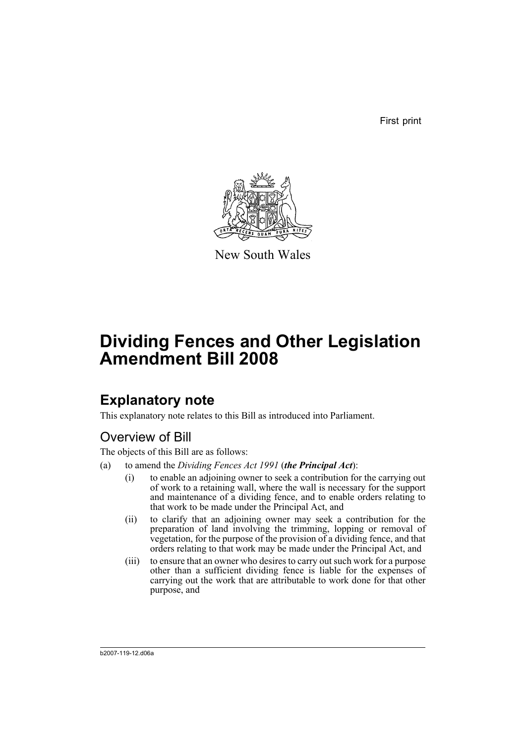First print

New South Wales

# Dividing Fences and Other Legislation Amendment Bill 2008

## Explanatory note

This explanatory note relates to this Bill as introduced into Parliament.

### Overview of Bill

The objects of this Bill are as follows:

(a) to amend the *Dividing Fences Act 1991* (***the Principal Act***):

   (i) to enable an adjoining owner to seek a contribution for the carrying out of work to a retaining wall, where the wall is necessary for the support and maintenance of a dividing fence, and to enable orders relating to that work to be made under the Principal Act, and

   (ii) to clarify that an adjoining owner may seek a contribution for the preparation of land involving the trimming, lopping or removal of vegetation, for the purpose of the provision of a dividing fence, and that orders relating to that work may be made under the Principal Act, and

   (iii) to ensure that an owner who desires to carry out such work for a purpose other than a sufficient dividing fence is liable for the expenses of carrying out the work that are attributable to work done for that other purpose, and

b2007-119-12.d06a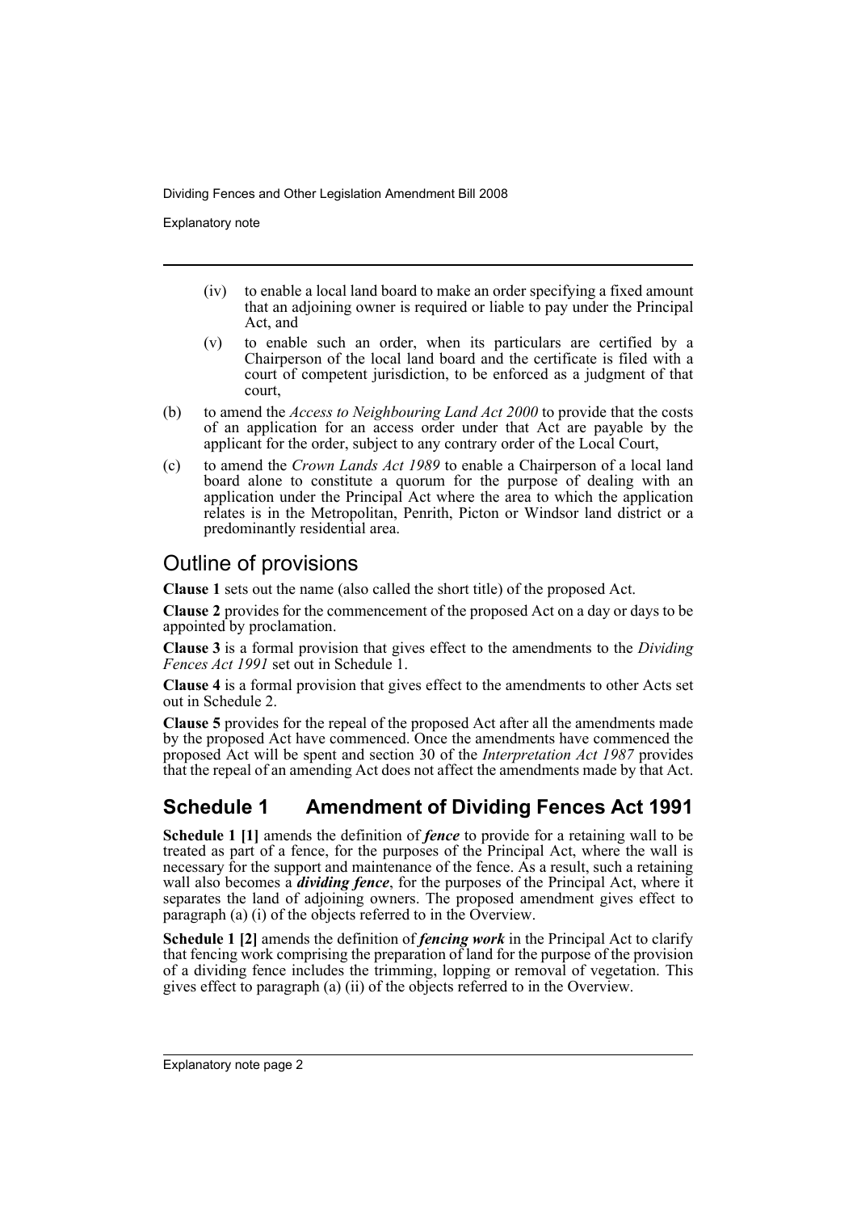(iv) to enable a local land board to make an order specifying a fixed amount that an adjoining owner is required or liable to pay under the Principal Act, and

(v) to enable such an order, when its particulars are certified by a Chairperson of the local land board and the certificate is filed with a court of competent jurisdiction, to be enforced as a judgment of that court,

(b) to amend the *Access to Neighbouring Land Act 2000* to provide that the costs of an application for an access order under that Act are payable by the applicant for the order, subject to any contrary order of the Local Court,

(c) to amend the *Crown Lands Act 1989* to enable a Chairperson of a local land board alone to constitute a quorum for the purpose of dealing with an application under the Principal Act where the area to which the application relates is in the Metropolitan, Penrith, Picton or Windsor land district or a predominantly residential area.

## Outline of provisions

**Clause 1** sets out the name (also called the short title) of the proposed Act.

**Clause 2** provides for the commencement of the proposed Act on a day or days to be appointed by proclamation.

**Clause 3** is a formal provision that gives effect to the amendments to the *Dividing Fences Act 1991* set out in Schedule 1.

**Clause 4** is a formal provision that gives effect to the amendments to other Acts set out in Schedule 2.

**Clause 5** provides for the repeal of the proposed Act after all the amendments made by the proposed Act have commenced. Once the amendments have commenced the proposed Act will be spent and section 30 of the *Interpretation Act 1987* provides that the repeal of an amending Act does not affect the amendments made by that Act.

## Schedule 1 Amendment of Dividing Fences Act 1991

**Schedule 1 [1]** amends the definition of ***fence*** to provide for a retaining wall to be treated as part of a fence, for the purposes of the Principal Act, where the wall is necessary for the support and maintenance of the fence. As a result, such a retaining wall also becomes a ***dividing fence***, for the purposes of the Principal Act, where it separates the land of adjoining owners. The proposed amendment gives effect to paragraph (a) (i) of the objects referred to in the Overview.

**Schedule 1 [2]** amends the definition of ***fencing work*** in the Principal Act to clarify that fencing work comprising the preparation of land for the purpose of the provision of a dividing fence includes the trimming, lopping or removal of vegetation. This gives effect to paragraph (a) (ii) of the objects referred to in the Overview.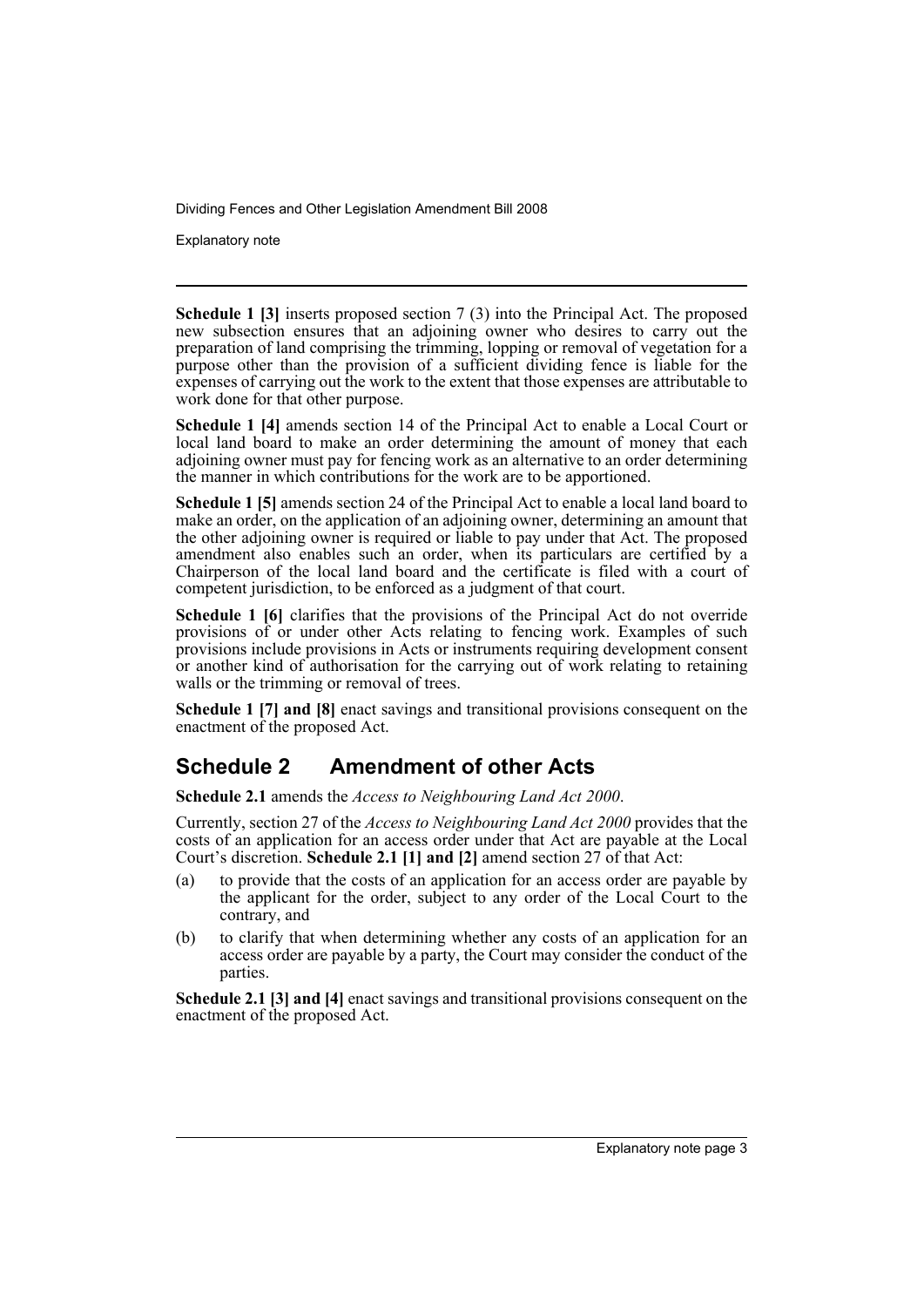**Schedule 1 [3]** inserts proposed section 7 (3) into the Principal Act. The proposed new subsection ensures that an adjoining owner who desires to carry out the preparation of land comprising the trimming, lopping or removal of vegetation for a purpose other than the provision of a sufficient dividing fence is liable for the expenses of carrying out the work to the extent that those expenses are attributable to work done for that other purpose.

**Schedule 1 [4]** amends section 14 of the Principal Act to enable a Local Court or local land board to make an order determining the amount of money that each adjoining owner must pay for fencing work as an alternative to an order determining the manner in which contributions for the work are to be apportioned.

**Schedule 1 [5]** amends section 24 of the Principal Act to enable a local land board to make an order, on the application of an adjoining owner, determining an amount that the other adjoining owner is required or liable to pay under that Act. The proposed amendment also enables such an order, when its particulars are certified by a Chairperson of the local land board and the certificate is filed with a court of competent jurisdiction, to be enforced as a judgment of that court.

**Schedule 1 [6]** clarifies that the provisions of the Principal Act do not override provisions of or under other Acts relating to fencing work. Examples of such provisions include provisions in Acts or instruments requiring development consent or another kind of authorisation for the carrying out of work relating to retaining walls or the trimming or removal of trees.

**Schedule 1 [7] and [8]** enact savings and transitional provisions consequent on the enactment of the proposed Act.

## Schedule 2 Amendment of other Acts

**Schedule 2.1** amends the *Access to Neighbouring Land Act 2000*.

Currently, section 27 of the *Access to Neighbouring Land Act 2000* provides that the costs of an application for an access order under that Act are payable at the Local Court's discretion. **Schedule 2.1 [1] and [2]** amend section 27 of that Act:

(a) to provide that the costs of an application for an access order are payable by the applicant for the order, subject to any order of the Local Court to the contrary, and

(b) to clarify that when determining whether any costs of an application for an access order are payable by a party, the Court may consider the conduct of the parties.

**Schedule 2.1 [3] and [4]** enact savings and transitional provisions consequent on the enactment of the proposed Act.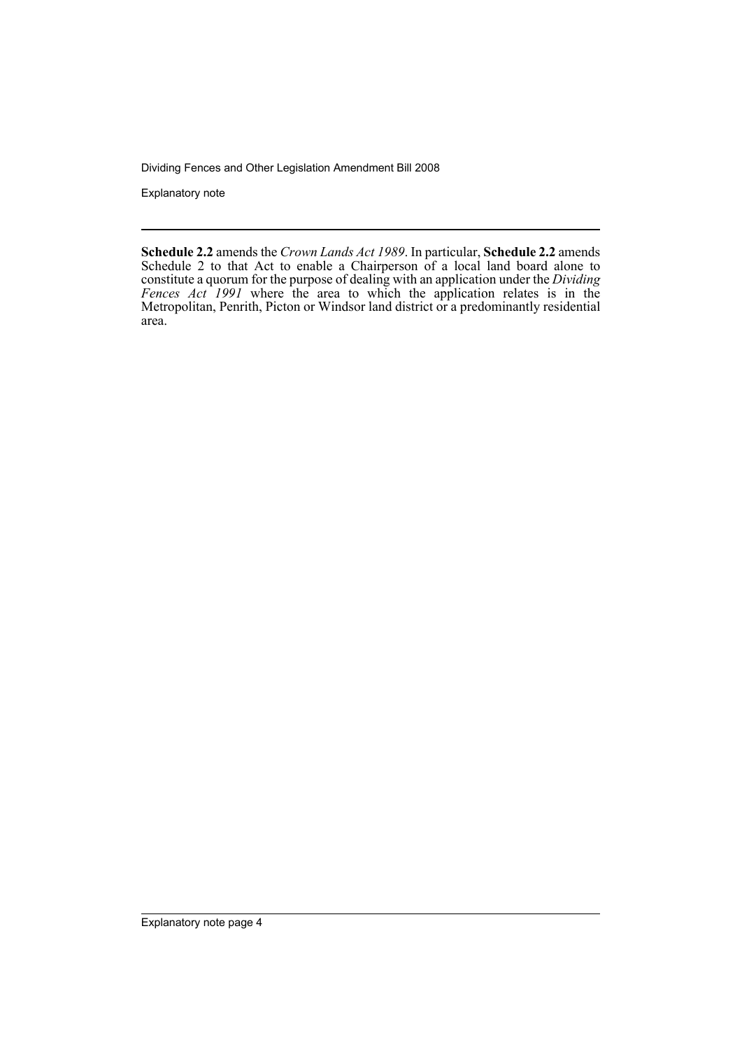**Schedule 2.2** amends the *Crown Lands Act 1989*. In particular, **Schedule 2.2** amends Schedule 2 to that Act to enable a Chairperson of a local land board alone to constitute a quorum for the purpose of dealing with an application under the *Dividing Fences Act 1991* where the area to which the application relates is in the Metropolitan, Penrith, Picton or Windsor land district or a predominantly residential area.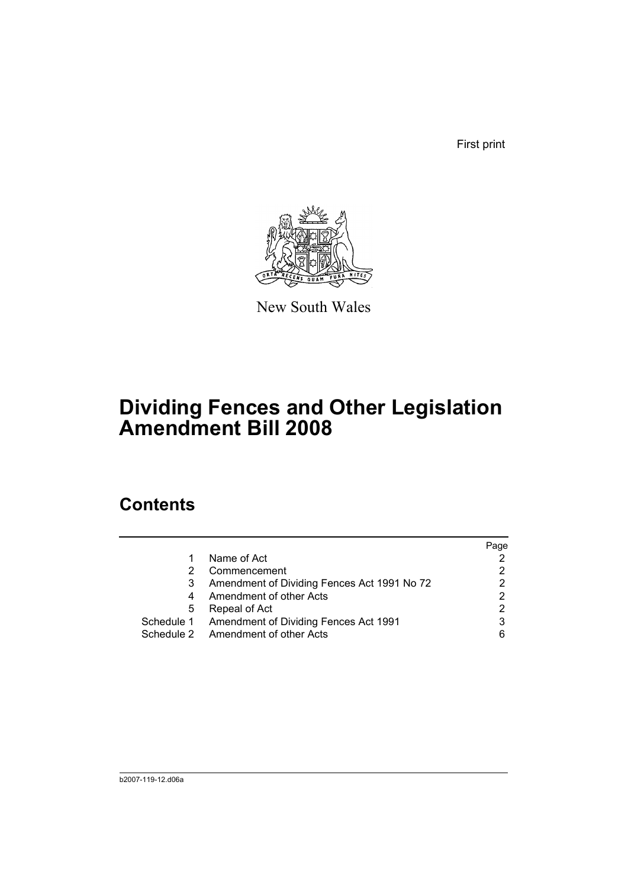First print

New South Wales

# Dividing Fences and Other Legislation Amendment Bill 2008

## Contents

| | | Page |
|---|---|---|
| 1 | Name of Act | 2 |
| 2 | Commencement | 2 |
| 3 | Amendment of Dividing Fences Act 1991 No 72 | 2 |
| 4 | Amendment of other Acts | 2 |
| 5 | Repeal of Act | 2 |
| Schedule 1 | Amendment of Dividing Fences Act 1991 | 3 |
| Schedule 2 | Amendment of other Acts | 6 |

b2007-119-12.d06a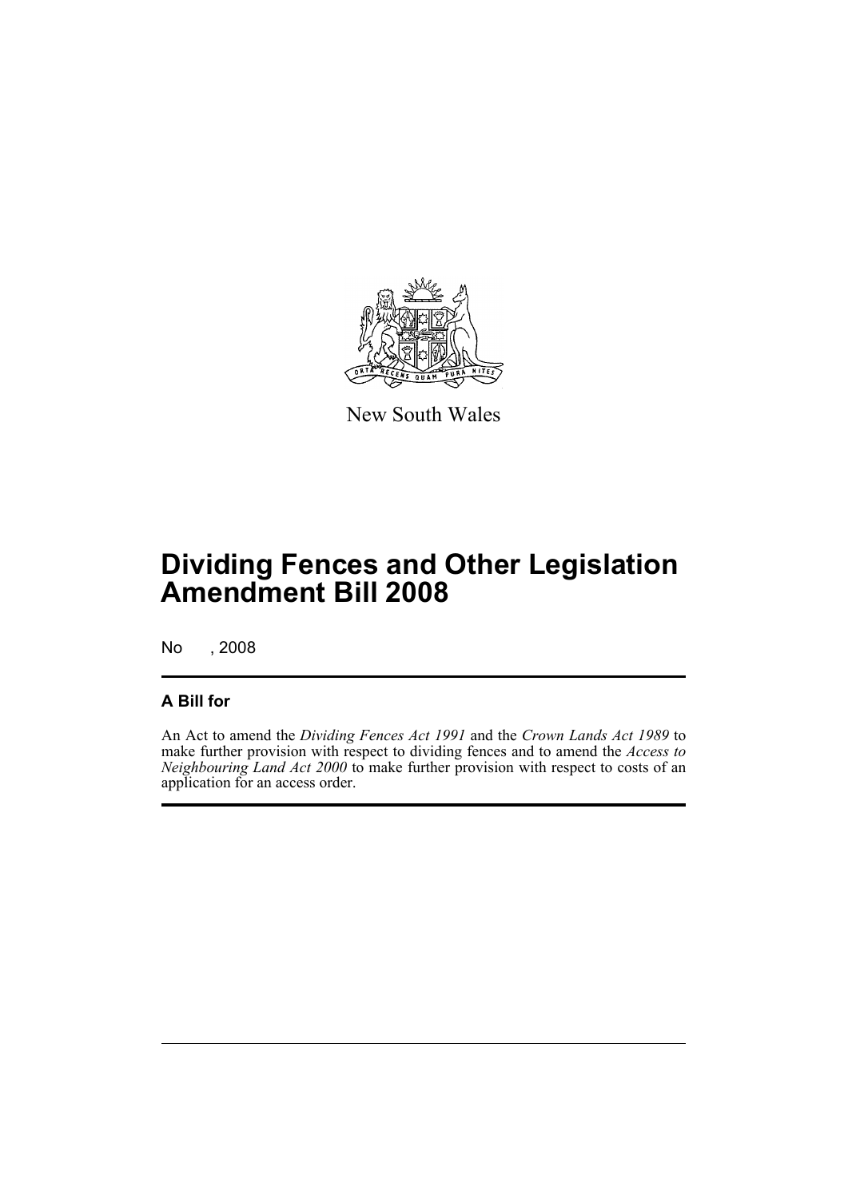New South Wales

# Dividing Fences and Other Legislation Amendment Bill 2008

No , 2008

## A Bill for

An Act to amend the *Dividing Fences Act 1991* and the *Crown Lands Act 1989* to make further provision with respect to dividing fences and to amend the *Access to Neighbouring Land Act 2000* to make further provision with respect to costs of an application for an access order.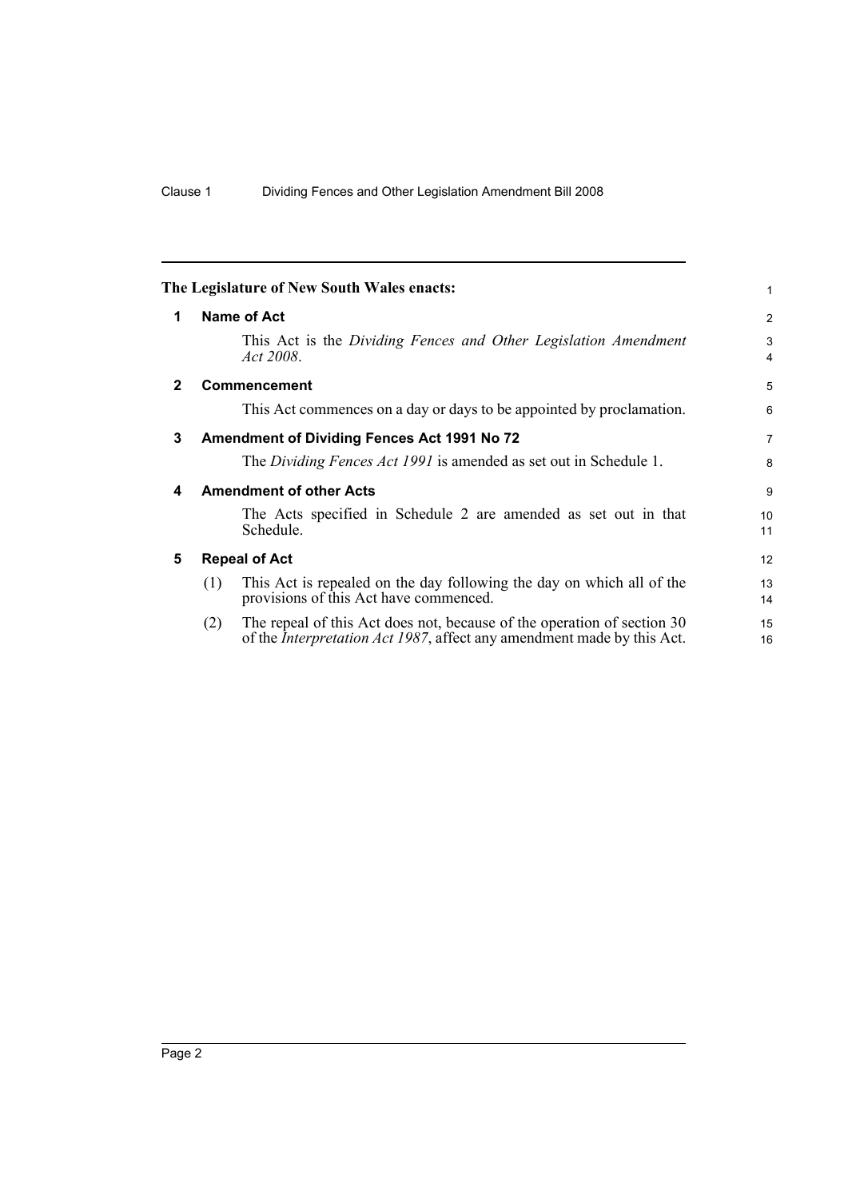The Legislature of New South Wales enacts:

## 1 Name of Act

This Act is the *Dividing Fences and Other Legislation Amendment Act 2008*.

## 2 Commencement

This Act commences on a day or days to be appointed by proclamation.

## 3 Amendment of Dividing Fences Act 1991 No 72

The *Dividing Fences Act 1991* is amended as set out in Schedule 1.

## 4 Amendment of other Acts

The Acts specified in Schedule 2 are amended as set out in that Schedule.

## 5 Repeal of Act

(1) This Act is repealed on the day following the day on which all of the provisions of this Act have commenced.

(2) The repeal of this Act does not, because of the operation of section 30 of the *Interpretation Act 1987*, affect any amendment made by this Act.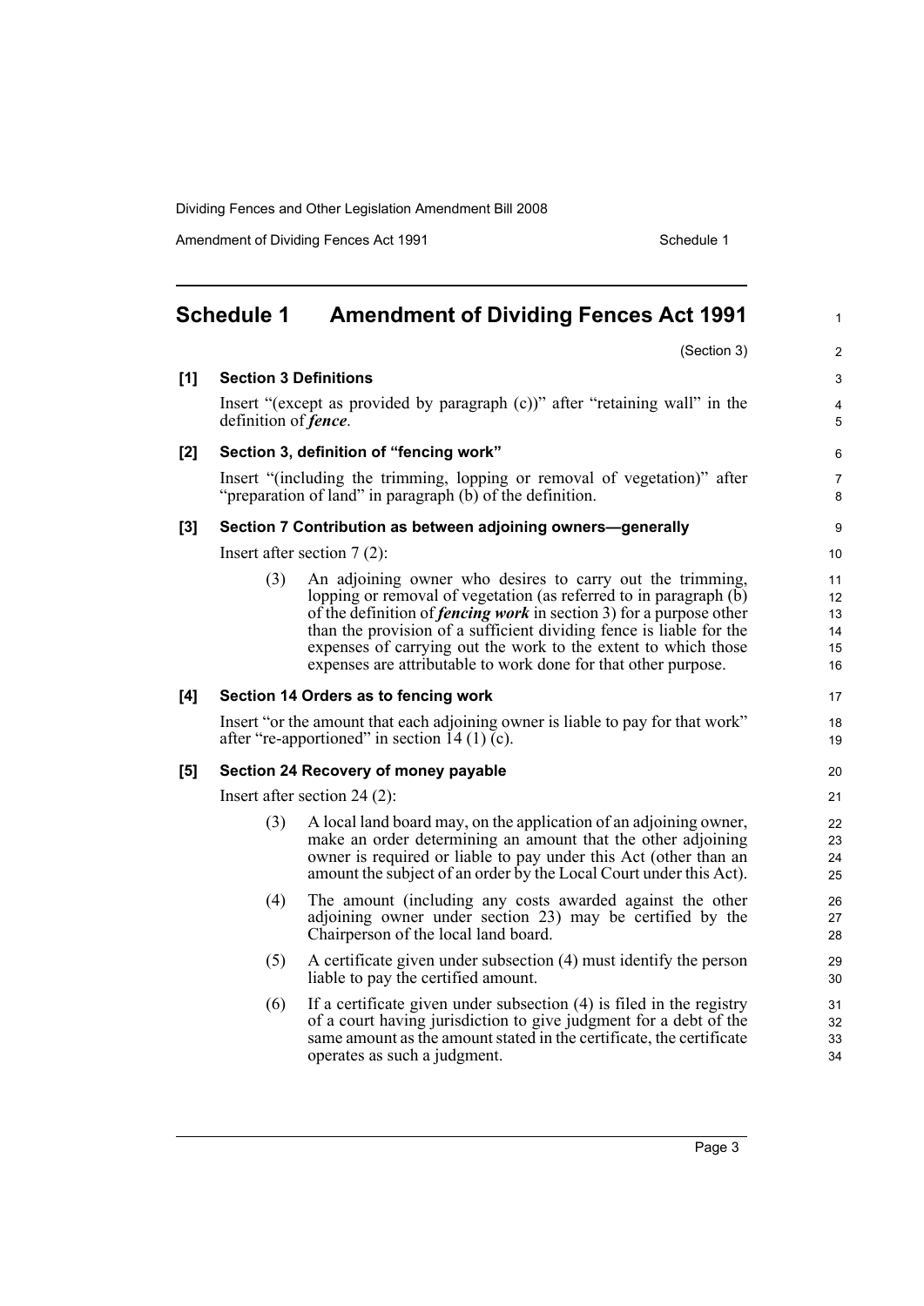# Schedule 1 Amendment of Dividing Fences Act 1991

(Section 3)

**[1] Section 3 Definitions**

Insert "(except as provided by paragraph (c))" after "retaining wall" in the definition of ***fence***.

**[2] Section 3, definition of "fencing work"**

Insert "(including the trimming, lopping or removal of vegetation)" after "preparation of land" in paragraph (b) of the definition.

**[3] Section 7 Contribution as between adjoining owners—generally**

Insert after section 7 (2):

(3) An adjoining owner who desires to carry out the trimming, lopping or removal of vegetation (as referred to in paragraph (b) of the definition of ***fencing work*** in section 3) for a purpose other than the provision of a sufficient dividing fence is liable for the expenses of carrying out the work to the extent to which those expenses are attributable to work done for that other purpose.

**[4] Section 14 Orders as to fencing work**

Insert "or the amount that each adjoining owner is liable to pay for that work" after "re-apportioned" in section 14 (1) (c).

**[5] Section 24 Recovery of money payable**

Insert after section 24 (2):

(3) A local land board may, on the application of an adjoining owner, make an order determining an amount that the other adjoining owner is required or liable to pay under this Act (other than an amount the subject of an order by the Local Court under this Act).

(4) The amount (including any costs awarded against the other adjoining owner under section 23) may be certified by the Chairperson of the local land board.

(5) A certificate given under subsection (4) must identify the person liable to pay the certified amount.

(6) If a certificate given under subsection (4) is filed in the registry of a court having jurisdiction to give judgment for a debt of the same amount as the amount stated in the certificate, the certificate operates as such a judgment.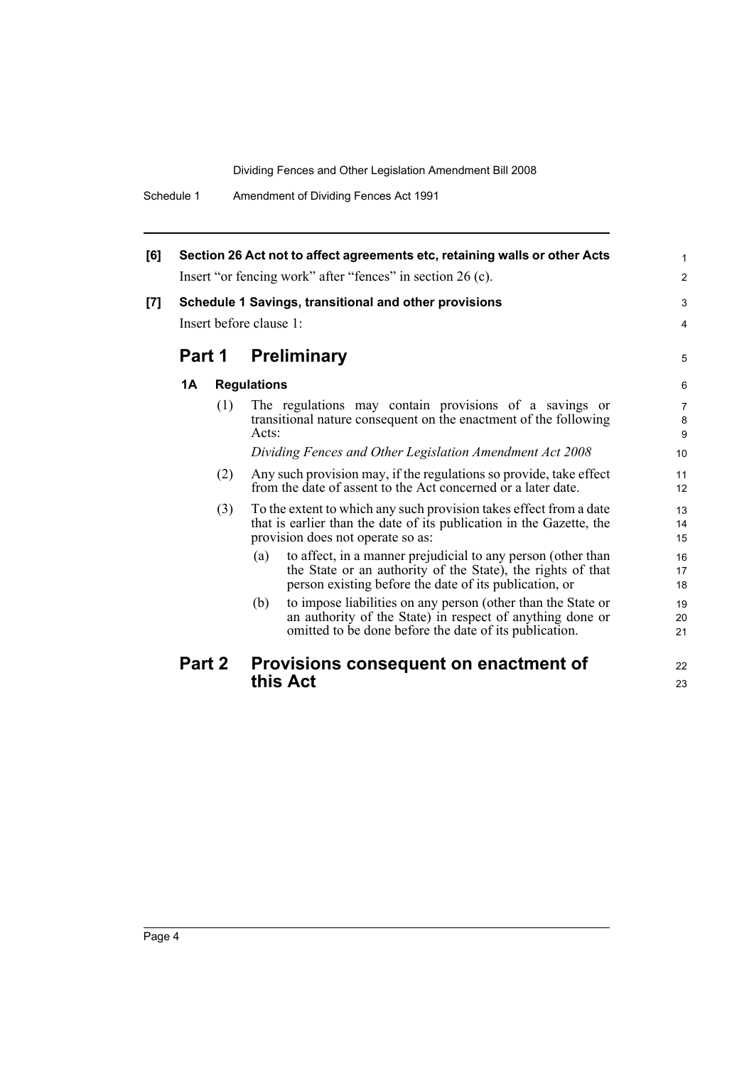**[6] Section 26 Act not to affect agreements etc, retaining walls or other Acts**

Insert "or fencing work" after "fences" in section 26 (c).

**[7] Schedule 1 Savings, transitional and other provisions**

Insert before clause 1:

## Part 1 Preliminary

### 1A Regulations

(1) The regulations may contain provisions of a savings or transitional nature consequent on the enactment of the following Acts:

*Dividing Fences and Other Legislation Amendment Act 2008*

(2) Any such provision may, if the regulations so provide, take effect from the date of assent to the Act concerned or a later date.

(3) To the extent to which any such provision takes effect from a date that is earlier than the date of its publication in the Gazette, the provision does not operate so as:

(a) to affect, in a manner prejudicial to any person (other than the State or an authority of the State), the rights of that person existing before the date of its publication, or

(b) to impose liabilities on any person (other than the State or an authority of the State) in respect of anything done or omitted to be done before the date of its publication.

## Part 2 Provisions consequent on enactment of this Act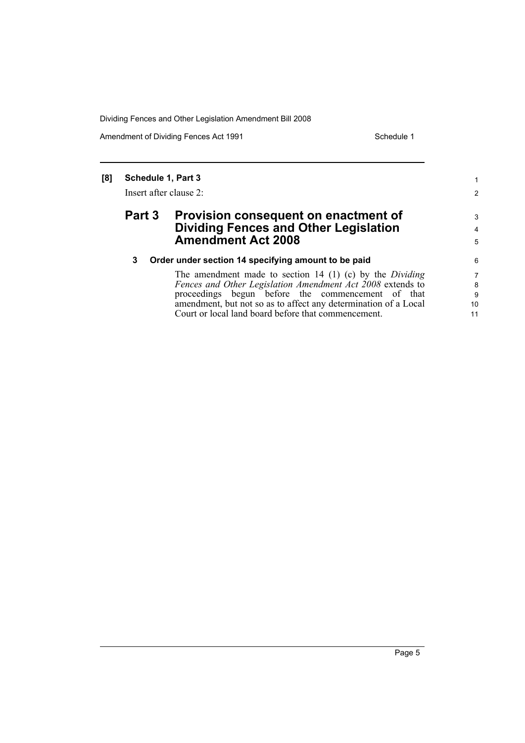**[8] Schedule 1, Part 3**

Insert after clause 2:

## Part 3 Provision consequent on enactment of Dividing Fences and Other Legislation Amendment Act 2008

### 3 Order under section 14 specifying amount to be paid

The amendment made to section 14 (1) (c) by the *Dividing Fences and Other Legislation Amendment Act 2008* extends to proceedings begun before the commencement of that amendment, but not so as to affect any determination of a Local Court or local land board before that commencement.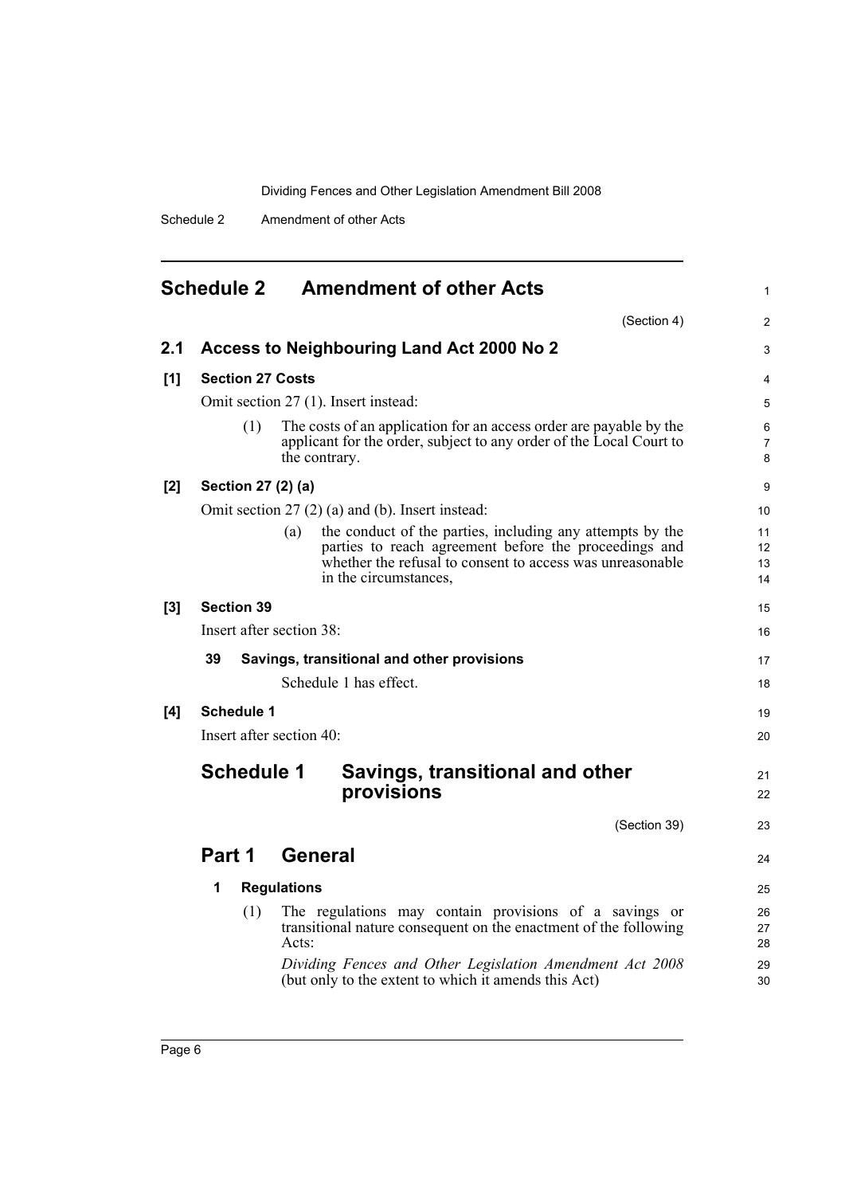## Schedule 2 Amendment of other Acts

(Section 4)

### 2.1 Access to Neighbouring Land Act 2000 No 2

**[1] Section 27 Costs**

Omit section 27 (1). Insert instead:

(1) The costs of an application for an access order are payable by the applicant for the order, subject to any order of the Local Court to the contrary.

**[2] Section 27 (2) (a)**

Omit section 27 (2) (a) and (b). Insert instead:

(a) the conduct of the parties, including any attempts by the parties to reach agreement before the proceedings and whether the refusal to consent to access was unreasonable in the circumstances,

**[3] Section 39**

Insert after section 38:

**39 Savings, transitional and other provisions**

Schedule 1 has effect.

**[4] Schedule 1**

Insert after section 40:

## Schedule 1 Savings, transitional and other provisions

(Section 39)

## Part 1 General

**1 Regulations**

(1) The regulations may contain provisions of a savings or transitional nature consequent on the enactment of the following Acts:

*Dividing Fences and Other Legislation Amendment Act 2008* (but only to the extent to which it amends this Act)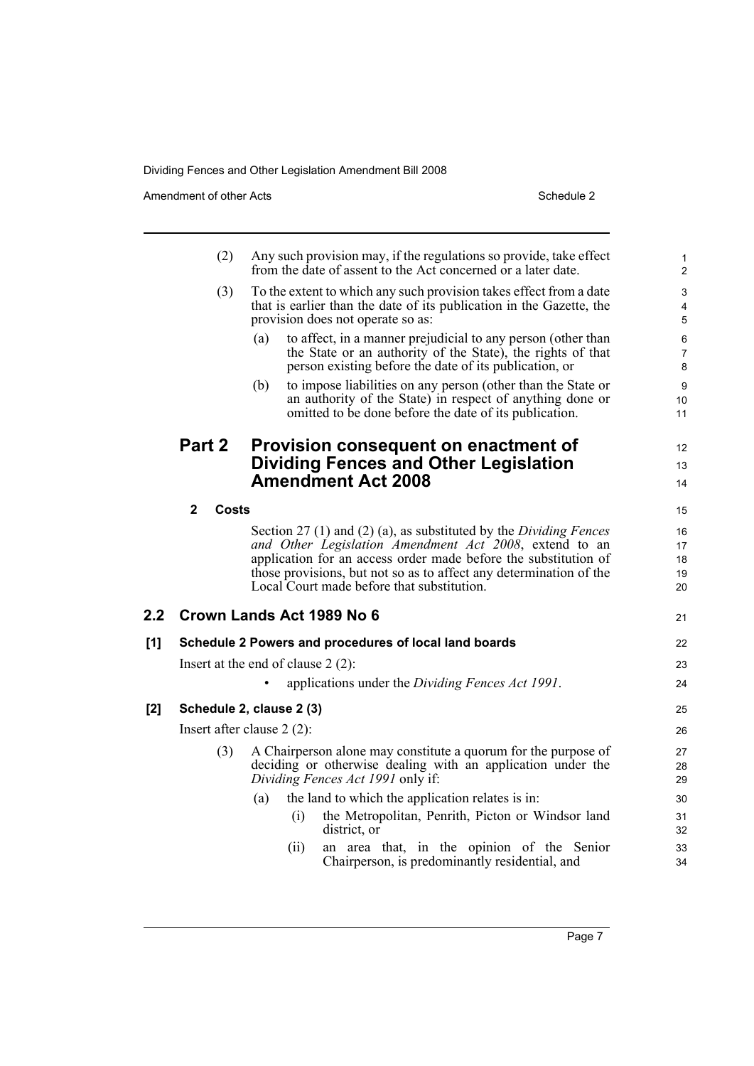(2) Any such provision may, if the regulations so provide, take effect from the date of assent to the Act concerned or a later date.

(3) To the extent to which any such provision takes effect from a date that is earlier than the date of its publication in the Gazette, the provision does not operate so as:

(a) to affect, in a manner prejudicial to any person (other than the State or an authority of the State), the rights of that person existing before the date of its publication, or

(b) to impose liabilities on any person (other than the State or an authority of the State) in respect of anything done or omitted to be done before the date of its publication.

## Part 2 Provision consequent on enactment of Dividing Fences and Other Legislation Amendment Act 2008

### 2 Costs

Section 27 (1) and (2) (a), as substituted by the *Dividing Fences and Other Legislation Amendment Act 2008*, extend to an application for an access order made before the substitution of those provisions, but not so as to affect any determination of the Local Court made before that substitution.

## 2.2 Crown Lands Act 1989 No 6

### [1] Schedule 2 Powers and procedures of local land boards

Insert at the end of clause 2 (2):

- applications under the *Dividing Fences Act 1991*.

### [2] Schedule 2, clause 2 (3)

Insert after clause 2 (2):

(3) A Chairperson alone may constitute a quorum for the purpose of deciding or otherwise dealing with an application under the *Dividing Fences Act 1991* only if:

(a) the land to which the application relates is in:

(i) the Metropolitan, Penrith, Picton or Windsor land district, or

(ii) an area that, in the opinion of the Senior Chairperson, is predominantly residential, and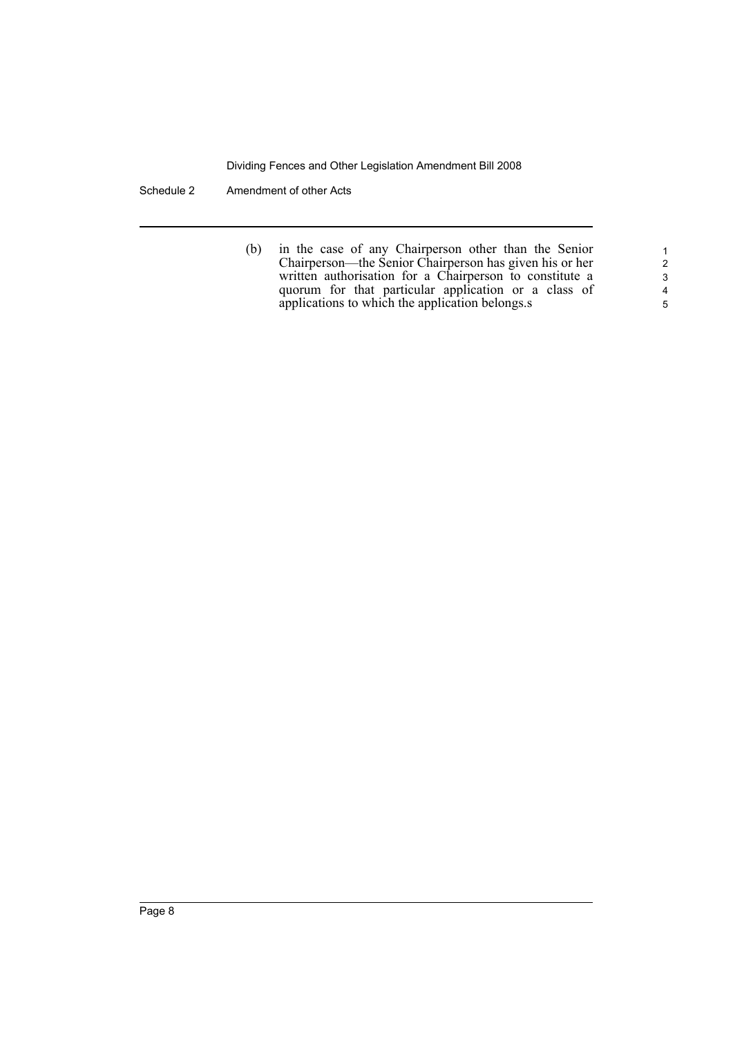(b) in the case of any Chairperson other than the Senior Chairperson—the Senior Chairperson has given his or her written authorisation for a Chairperson to constitute a quorum for that particular application or a class of applications to which the application belongs.s